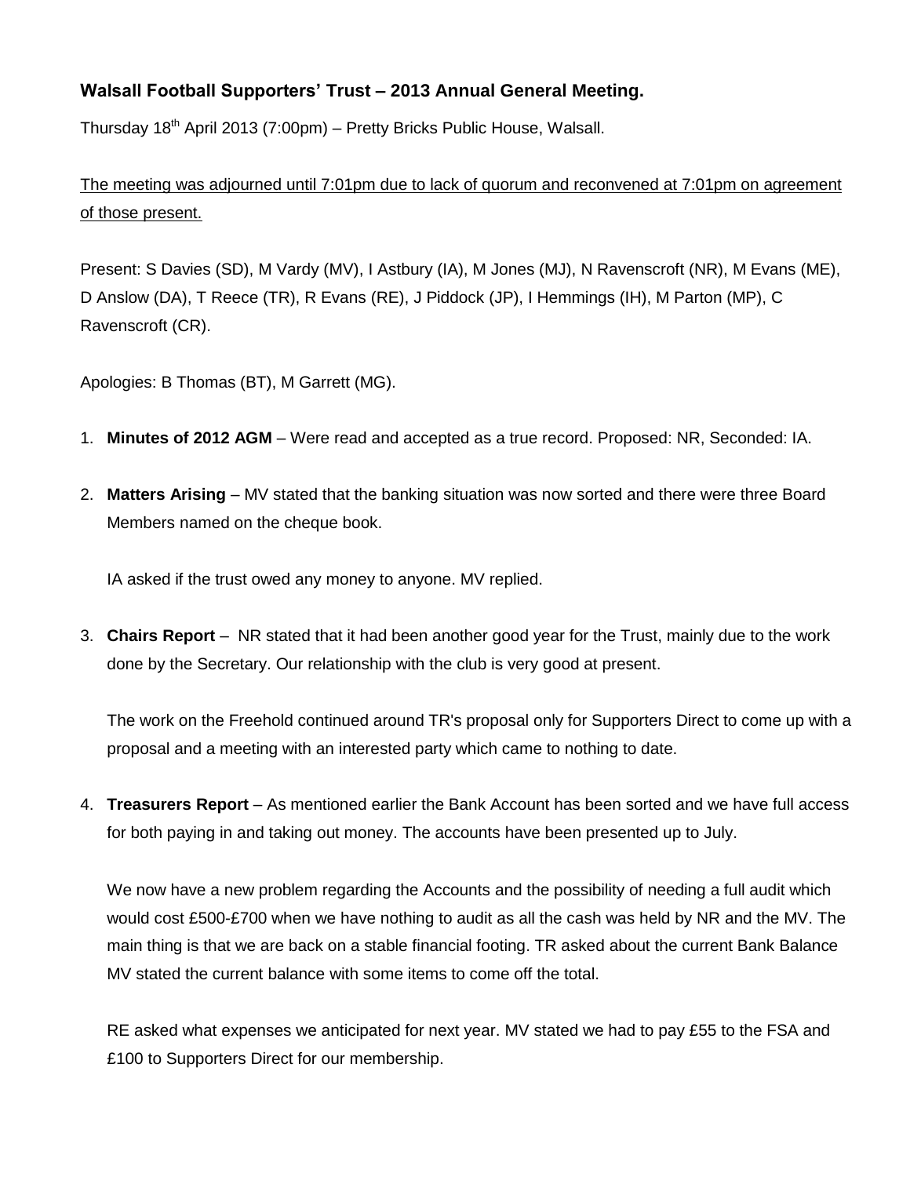## Walsall Football Supporters' Trust – 2013 Annual General Meeting.

Thursday 18th April 2013 (7:00pm) – Pretty Bricks Public House, Walsall.

<u>The meeting was adjourned until 7:01pm due to lack of quorum and reconvened at 7:01pm on agreement of those present.</u>

Present: S Davies (SD), M Vardy (MV), I Astbury (IA), M Jones (MJ), N Ravenscroft (NR), M Evans (ME), D Anslow (DA), T Reece (TR), R Evans (RE), J Piddock (JP), I Hemmings (IH), M Parton (MP), C Ravenscroft (CR).

Apologies: B Thomas (BT), M Garrett (MG).

1. **Minutes of 2012 AGM** – Were read and accepted as a true record. Proposed: NR, Seconded: IA.

2. **Matters Arising** – MV stated that the banking situation was now sorted and there were three Board Members named on the cheque book.

   IA asked if the trust owed any money to anyone. MV replied.

3. **Chairs Report** – NR stated that it had been another good year for the Trust, mainly due to the work done by the Secretary. Our relationship with the club is very good at present.

   The work on the Freehold continued around TR's proposal only for Supporters Direct to come up with a proposal and a meeting with an interested party which came to nothing to date.

4. **Treasurers Report** – As mentioned earlier the Bank Account has been sorted and we have full access for both paying in and taking out money. The accounts have been presented up to July.

   We now have a new problem regarding the Accounts and the possibility of needing a full audit which would cost £500-£700 when we have nothing to audit as all the cash was held by NR and the MV. The main thing is that we are back on a stable financial footing. TR asked about the current Bank Balance MV stated the current balance with some items to come off the total.

   RE asked what expenses we anticipated for next year. MV stated we had to pay £55 to the FSA and £100 to Supporters Direct for our membership.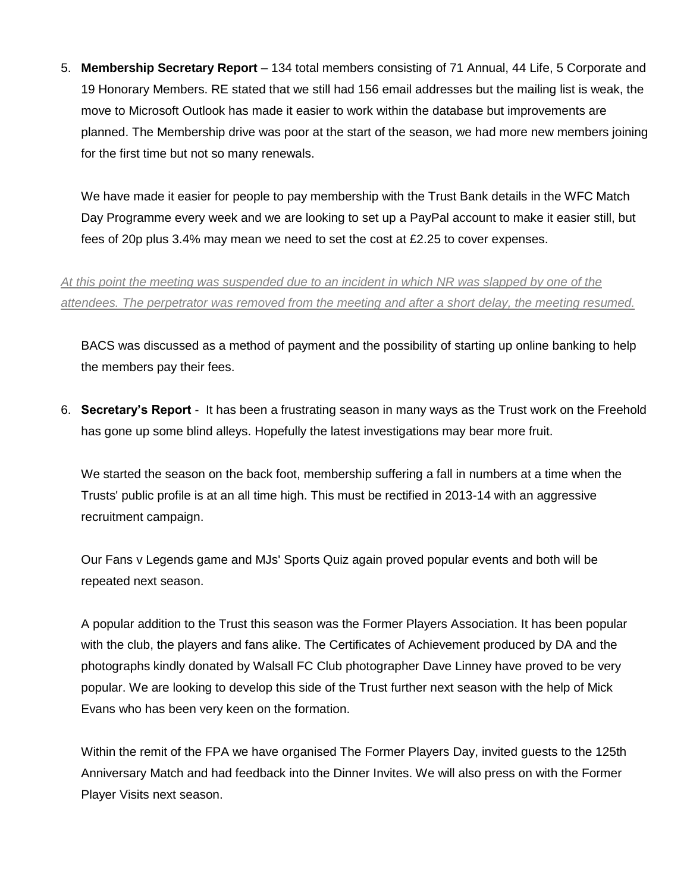5. **Membership Secretary Report** – 134 total members consisting of 71 Annual, 44 Life, 5 Corporate and 19 Honorary Members. RE stated that we still had 156 email addresses but the mailing list is weak, the move to Microsoft Outlook has made it easier to work within the database but improvements are planned. The Membership drive was poor at the start of the season, we had more new members joining for the first time but not so many renewals.

   We have made it easier for people to pay membership with the Trust Bank details in the WFC Match Day Programme every week and we are looking to set up a PayPal account to make it easier still, but fees of 20p plus 3.4% may mean we need to set the cost at £2.25 to cover expenses.

*At this point the meeting was suspended due to an incident in which NR was slapped by one of the attendees. The perpetrator was removed from the meeting and after a short delay, the meeting resumed.*

   BACS was discussed as a method of payment and the possibility of starting up online banking to help the members pay their fees.

6. **Secretary's Report** - It has been a frustrating season in many ways as the Trust work on the Freehold has gone up some blind alleys. Hopefully the latest investigations may bear more fruit.

   We started the season on the back foot, membership suffering a fall in numbers at a time when the Trusts' public profile is at an all time high. This must be rectified in 2013-14 with an aggressive recruitment campaign.

   Our Fans v Legends game and MJs' Sports Quiz again proved popular events and both will be repeated next season.

   A popular addition to the Trust this season was the Former Players Association. It has been popular with the club, the players and fans alike. The Certificates of Achievement produced by DA and the photographs kindly donated by Walsall FC Club photographer Dave Linney have proved to be very popular. We are looking to develop this side of the Trust further next season with the help of Mick Evans who has been very keen on the formation.

   Within the remit of the FPA we have organised The Former Players Day, invited guests to the 125th Anniversary Match and had feedback into the Dinner Invites. We will also press on with the Former Player Visits next season.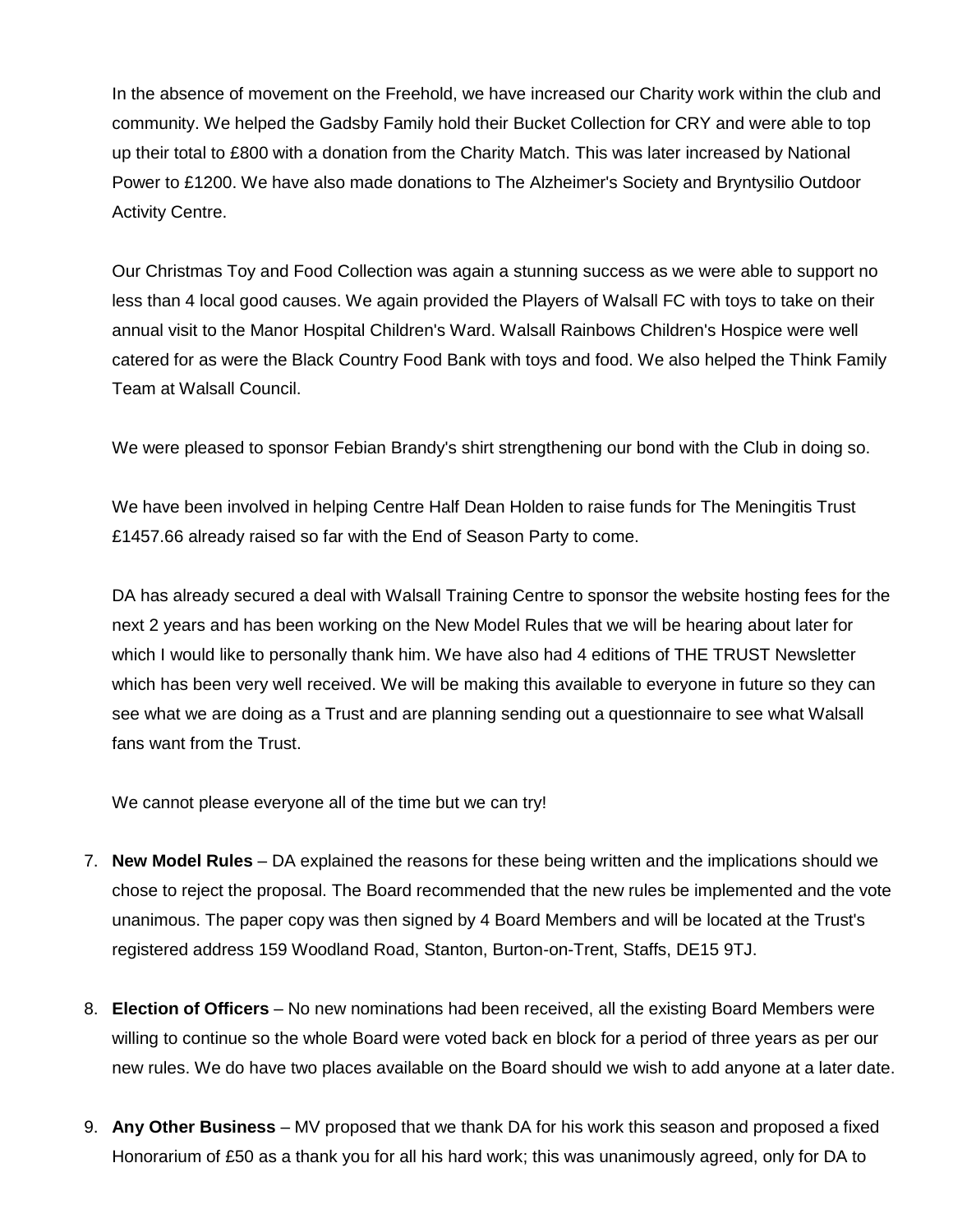In the absence of movement on the Freehold, we have increased our Charity work within the club and community. We helped the Gadsby Family hold their Bucket Collection for CRY and were able to top up their total to £800 with a donation from the Charity Match. This was later increased by National Power to £1200. We have also made donations to The Alzheimer's Society and Bryntysilio Outdoor Activity Centre.

Our Christmas Toy and Food Collection was again a stunning success as we were able to support no less than 4 local good causes. We again provided the Players of Walsall FC with toys to take on their annual visit to the Manor Hospital Children's Ward. Walsall Rainbows Children's Hospice were well catered for as were the Black Country Food Bank with toys and food. We also helped the Think Family Team at Walsall Council.

We were pleased to sponsor Febian Brandy's shirt strengthening our bond with the Club in doing so.

We have been involved in helping Centre Half Dean Holden to raise funds for The Meningitis Trust £1457.66 already raised so far with the End of Season Party to come.

DA has already secured a deal with Walsall Training Centre to sponsor the website hosting fees for the next 2 years and has been working on the New Model Rules that we will be hearing about later for which I would like to personally thank him. We have also had 4 editions of THE TRUST Newsletter which has been very well received. We will be making this available to everyone in future so they can see what we are doing as a Trust and are planning sending out a questionnaire to see what Walsall fans want from the Trust.

We cannot please everyone all of the time but we can try!

7. **New Model Rules** – DA explained the reasons for these being written and the implications should we chose to reject the proposal. The Board recommended that the new rules be implemented and the vote unanimous. The paper copy was then signed by 4 Board Members and will be located at the Trust's registered address 159 Woodland Road, Stanton, Burton-on-Trent, Staffs, DE15 9TJ.

8. **Election of Officers** – No new nominations had been received, all the existing Board Members were willing to continue so the whole Board were voted back en block for a period of three years as per our new rules. We do have two places available on the Board should we wish to add anyone at a later date.

9. **Any Other Business** – MV proposed that we thank DA for his work this season and proposed a fixed Honorarium of £50 as a thank you for all his hard work; this was unanimously agreed, only for DA to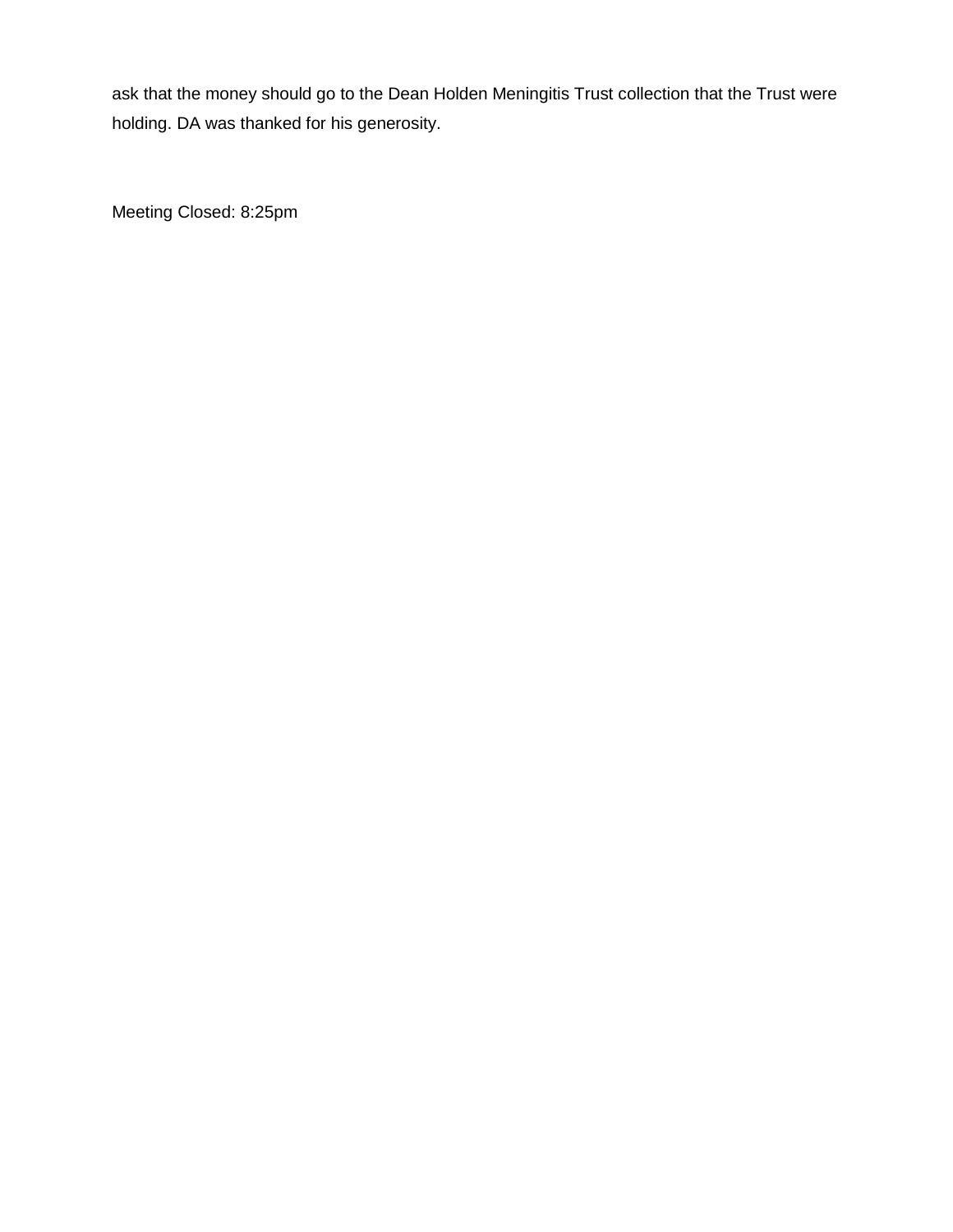ask that the money should go to the Dean Holden Meningitis Trust collection that the Trust were holding. DA was thanked for his generosity.

Meeting Closed: 8:25pm